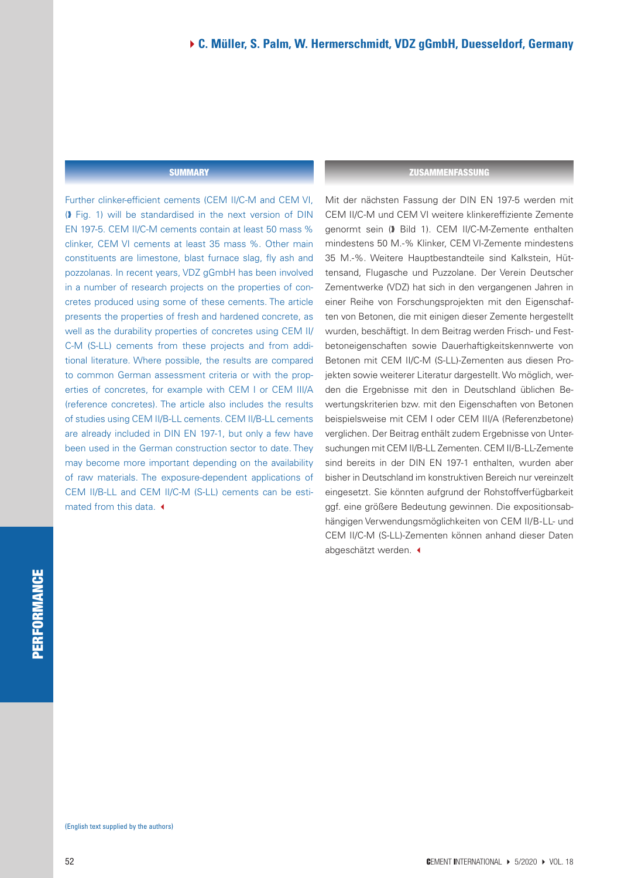**C. Müller, S. Palm, W. Hermerschmidt, VDZ gGmbH, Duesseldorf, Germany**

## SUMMARY

Further clinker-efficient cements (CEM II/C-M and CEM VI, ◗ Fig. 1) will be standardised in the next version of DIN EN 197-5. CEM II/C-M cements contain at least 50 mass % clinker, CEM VI cements at least 35 mass %. Other main constituents are limestone, blast furnace slag, fly ash and pozzolanas. In recent years, VDZ gGmbH has been involved in a number of research projects on the properties of concretes produced using some of these cements. The article presents the properties of fresh and hardened concrete, as well as the durability properties of concretes using CEM II/C-M (S-LL) cements from these projects and from additional literature. Where possible, the results are compared to common German assessment criteria or with the properties of concretes, for example with CEM I or CEM III/A (reference concretes). The article also includes the results of studies using CEM II/B-LL cements. CEM II/B-LL cements are already included in DIN EN 197-1, but only a few have been used in the German construction sector to date. They may become more important depending on the availability of raw materials. The exposure-dependent applications of CEM II/B-LL and CEM II/C-M (S-LL) cements can be estimated from this data. ◂

## ZUSAMMENFASSUNG

Mit der nächsten Fassung der DIN EN 197-5 werden mit CEM II/C-M und CEM VI weitere klinkereffiziente Zemente genormt sein (◗ Bild 1). CEM II/C-M-Zemente enthalten mindestens 50 M.-% Klinker, CEM VI-Zemente mindestens 35 M.-%. Weitere Hauptbestandteile sind Kalkstein, Hüttensand, Flugasche und Puzzolane. Der Verein Deutscher Zementwerke (VDZ) hat sich in den vergangenen Jahren in einer Reihe von Forschungsprojekten mit den Eigenschaften von Betonen, die mit einigen dieser Zemente hergestellt wurden, beschäftigt. In dem Beitrag werden Frisch- und Festbetoneigenschaften sowie Dauerhaftigkeitskennwerte von Betonen mit CEM II/C-M (S-LL)-Zementen aus diesen Projekten sowie weiterer Literatur dargestellt. Wo möglich, werden die Ergebnisse mit den in Deutschland üblichen Bewertungskriterien bzw. mit den Eigenschaften von Betonen beispielsweise mit CEM I oder CEM III/A (Referenzbetone) verglichen. Der Beitrag enthält zudem Ergebnisse von Untersuchungen mit CEM II/B-LL Zementen. CEM II/B-LL-Zemente sind bereits in der DIN EN 197-1 enthalten, wurden aber bisher in Deutschland im konstruktiven Bereich nur vereinzelt eingesetzt. Sie könnten aufgrund der Rohstoffverfügbarkeit ggf. eine größere Bedeutung gewinnen. Die expositionsabhängigen Verwendungsmöglichkeiten von CEM II/B-LL- und CEM II/C-M (S-LL)-Zementen können anhand dieser Daten abgeschätzt werden. ◂

(English text supplied by the authors)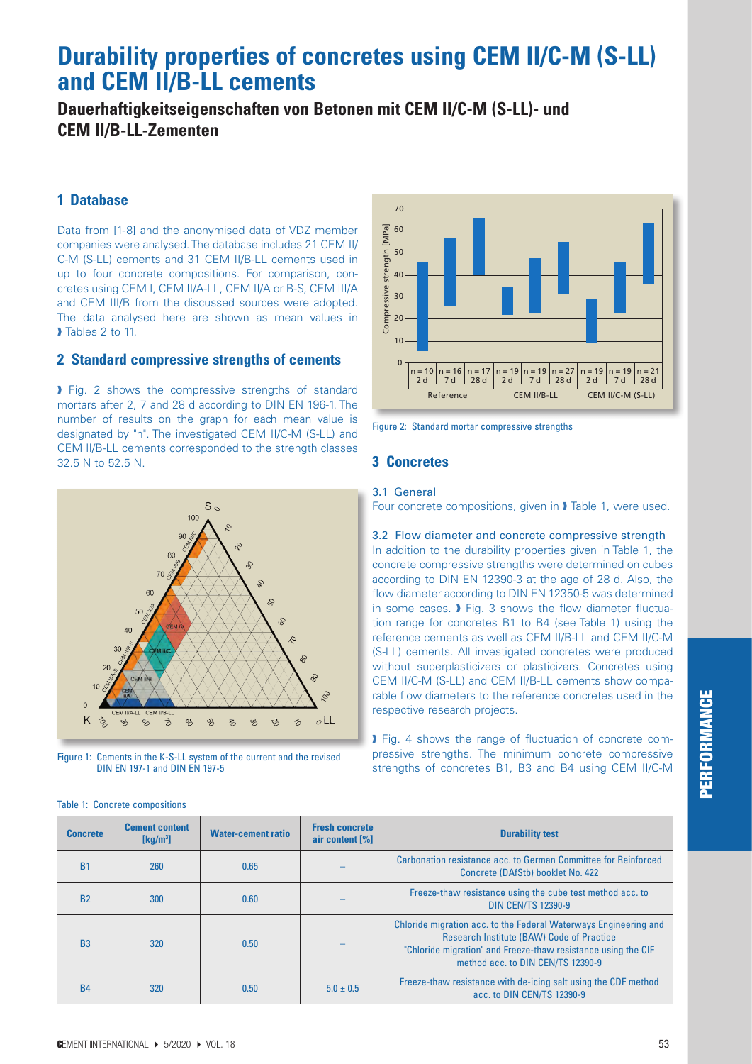# Durability properties of concretes using CEM II/C-M (S-LL) and CEM II/B-LL cements

## Dauerhaftigkeitseigenschaften von Betonen mit CEM II/C-M (S-LL)- und CEM II/B-LL-Zementen

### 1 Database

Data from [1-8] and the anonymised data of VDZ member companies were analysed. The database includes 21 CEM II/C-M (S-LL) cements and 31 CEM II/B-LL cements used in up to four concrete compositions. For comparison, concretes using CEM I, CEM II/A-LL, CEM II/A or B-S, CEM III/A and CEM III/B from the discussed sources were adopted. The data analysed here are shown as mean values in ❱ Tables 2 to 11.

### 2 Standard compressive strengths of cements

❱ Fig. 2 shows the compressive strengths of standard mortars after 2, 7 and 28 d according to DIN EN 196-1. The number of results on the graph for each mean value is designated by "n". The investigated CEM II/C-M (S-LL) and CEM II/B-LL cements corresponded to the strength classes 32.5 N to 52.5 N.

Figure 1: Cements in the K-S-LL system of the current and the revised DIN EN 197-1 and DIN EN 197-5

Figure 2: Standard mortar compressive strengths

### 3 Concretes

#### 3.1 General

Four concrete compositions, given in ❱ Table 1, were used.

#### 3.2 Flow diameter and concrete compressive strength

In addition to the durability properties given in Table 1, the concrete compressive strengths were determined on cubes according to DIN EN 12390-3 at the age of 28 d. Also, the flow diameter according to DIN EN 12350-5 was determined in some cases. ❱ Fig. 3 shows the flow diameter fluctuation range for concretes B1 to B4 (see Table 1) using the reference cements as well as CEM II/B-LL and CEM II/C-M (S-LL) cements. All investigated concretes were produced without superplasticizers or plasticizers. Concretes using CEM II/C-M (S-LL) and CEM II/B-LL cements show comparable flow diameters to the reference concretes used in the respective research projects.

❱ Fig. 4 shows the range of fluctuation of concrete compressive strengths. The minimum concrete compressive strengths of concretes B1, B3 and B4 using CEM II/C-M

Table 1: Concrete compositions

| Concrete | Cement content [kg/m³] | Water-cement ratio | Fresh concrete air content [%] | Durability test |
|---|---|---|---|---|
| B1 | 260 | 0.65 | – | Carbonation resistance acc. to German Committee for Reinforced Concrete (DAfStb) booklet No. 422 |
| B2 | 300 | 0.60 | – | Freeze-thaw resistance using the cube test method acc. to DIN CEN/TS 12390-9 |
| B3 | 320 | 0.50 | – | Chloride migration acc. to the Federal Waterways Engineering and Research Institute (BAW) Code of Practice "Chloride migration" and Freeze-thaw resistance using the CIF method acc. to DIN CEN/TS 12390-9 |
| B4 | 320 | 0.50 | 5.0 ± 0.5 | Freeze-thaw resistance with de-icing salt using the CDF method acc. to DIN CEN/TS 12390-9 |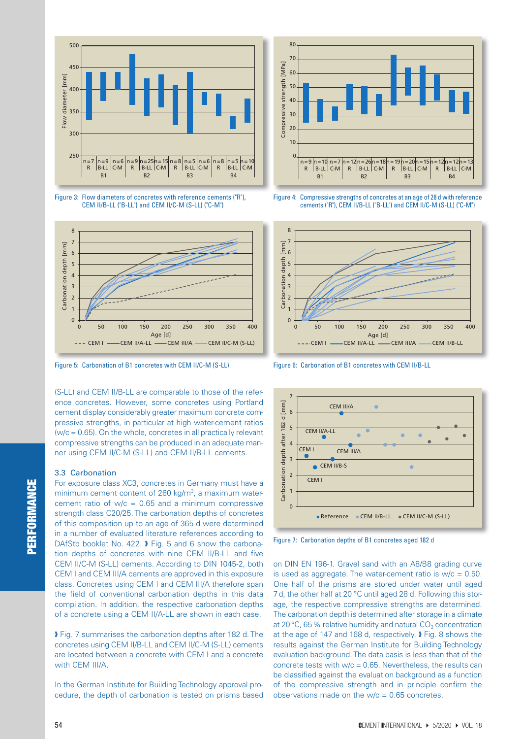Figure 3: Flow diameters of concretes with reference cements ("R"), CEM II/B-LL ("B-LL") and CEM II/C-M (S-LL) ("C-M")

Figure 4: Compressive strengths of concretes at an age of 28 d with reference cements ("R"), CEM II/B-LL ("B-LL") and CEM II/C-M (S-LL) ("C-M")

Figure 5: Carbonation of B1 concretes with CEM II/C-M (S-LL)

Figure 6: Carbonation of B1 concretes with CEM II/B-LL

(S-LL) and CEM II/B-LL are comparable to those of the reference concretes. However, some concretes using Portland cement display considerably greater maximum concrete compressive strengths, in particular at high water-cement ratios (w/c = 0.65). On the whole, concretes in all practically relevant compressive strengths can be produced in an adequate manner using CEM II/C-M (S-LL) and CEM II/B-LL cements.

### 3.3 Carbonation

For exposure class XC3, concretes in Germany must have a minimum cement content of 260 kg/m$^3$, a maximum water-cement ratio of w/c = 0.65 and a minimum compressive strength class C20/25. The carbonation depths of concretes of this composition up to an age of 365 d were determined in a number of evaluated literature references according to DAfStb booklet No. 422. ❱ Fig. 5 and 6 show the carbonation depths of concretes with nine CEM II/B-LL and five CEM II/C-M (S-LL) cements. According to DIN 1045-2, both CEM I and CEM III/A cements are approved in this exposure class. Concretes using CEM I and CEM III/A therefore span the field of conventional carbonation depths in this data compilation. In addition, the respective carbonation depths of a concrete using a CEM II/A-LL are shown in each case.

❱ Fig. 7 summarises the carbonation depths after 182 d. The concretes using CEM II/B-LL and CEM II/C-M (S-LL) cements are located between a concrete with CEM I and a concrete with CEM III/A.

In the German Institute for Building Technology approval procedure, the depth of carbonation is tested on prisms based on DIN EN 196-1. Gravel sand with an A8/B8 grading curve is used as aggregate. The water-cement ratio is w/c = 0.50. One half of the prisms are stored under water until aged 7 d, the other half at 20 °C until aged 28 d. Following this storage, the respective compressive strengths are determined. The carbonation depth is determined after storage in a climate at 20 °C, 65 % relative humidity and natural $CO_2$ concentration at the age of 147 and 168 d, respectively. ❱ Fig. 8 shows the results against the German Institute for Building Technology evaluation background. The data basis is less than that of the concrete tests with w/c = 0.65. Nevertheless, the results can be classified against the evaluation background as a function of the compressive strength and in principle confirm the observations made on the w/c = 0.65 concretes.

Figure 7: Carbonation depths of B1 concretes aged 182 d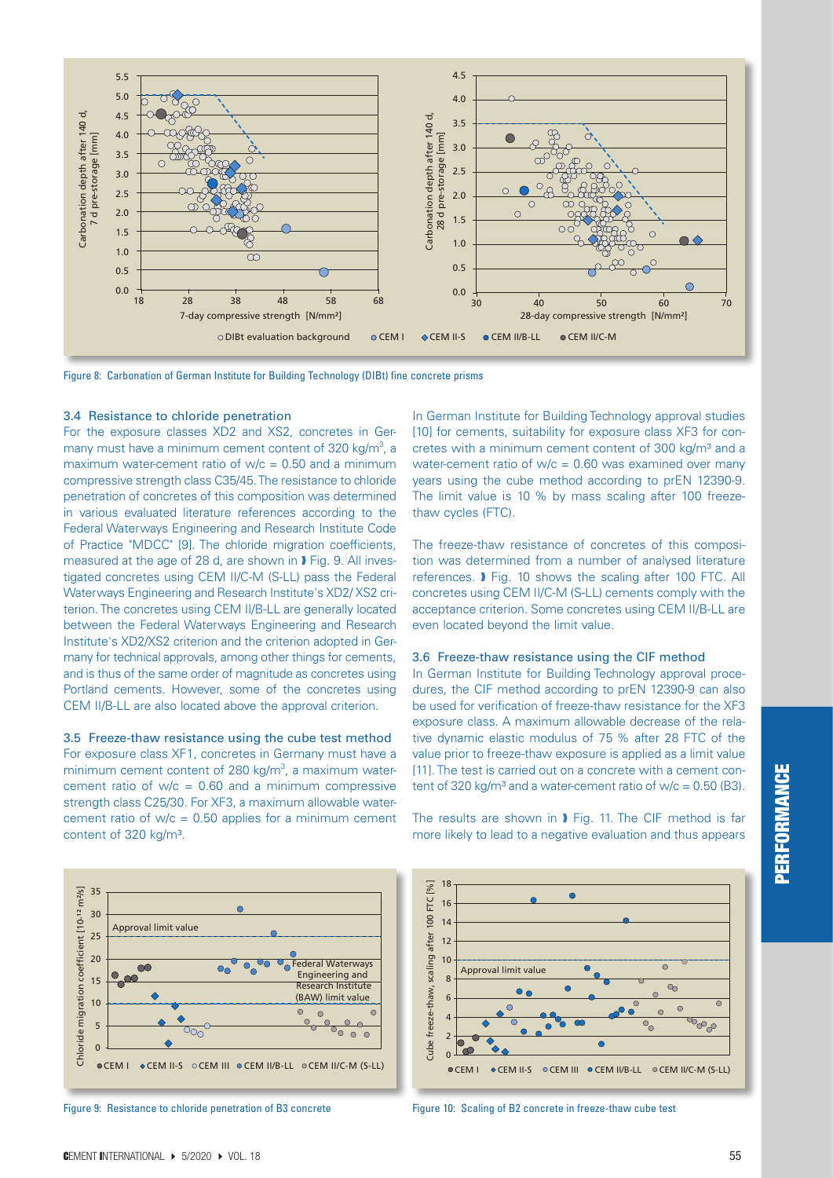Figure 8: Carbonation of German Institute for Building Technology (DIBt) fine concrete prisms

### 3.4 Resistance to chloride penetration

For the exposure classes XD2 and XS2, concretes in Germany must have a minimum cement content of 320 kg/m³, a maximum water-cement ratio of w/c = 0.50 and a minimum compressive strength class C35/45. The resistance to chloride penetration of concretes of this composition was determined in various evaluated literature references according to the Federal Waterways Engineering and Research Institute Code of Practice "MDCC" [9]. The chloride migration coefficients, measured at the age of 28 d, are shown in ❱ Fig. 9. All investigated concretes using CEM II/C-M (S-LL) pass the Federal Waterways Engineering and Research Institute's XD2/XS2 criterion. The concretes using CEM II/B-LL are generally located between the Federal Waterways Engineering and Research Institute's XD2/XS2 criterion and the criterion adopted in Germany for technical approvals, among other things for cements, and is thus of the same order of magnitude as concretes using Portland cements. However, some of the concretes using CEM II/B-LL are also located above the approval criterion.

### 3.5 Freeze-thaw resistance using the cube test method

For exposure class XF1, concretes in Germany must have a minimum cement content of 280 kg/m³, a maximum water-cement ratio of w/c = 0.60 and a minimum compressive strength class C25/30. For XF3, a maximum allowable water-cement ratio of w/c = 0.50 applies for a minimum cement content of 320 kg/m³.

In German Institute for Building Technology approval studies [10] for cements, suitability for exposure class XF3 for concretes with a minimum cement content of 300 kg/m³ and a water-cement ratio of w/c = 0.60 was examined over many years using the cube method according to prEN 12390-9. The limit value is 10 % by mass scaling after 100 freeze-thaw cycles (FTC).

The freeze-thaw resistance of concretes of this composition was determined from a number of analysed literature references. ❱ Fig. 10 shows the scaling after 100 FTC. All concretes using CEM II/C-M (S-LL) cements comply with the acceptance criterion. Some concretes using CEM II/B-LL are even located beyond the limit value.

### 3.6 Freeze-thaw resistance using the CIF method

In German Institute for Building Technology approval procedures, the CIF method according to prEN 12390-9 can also be used for verification of freeze-thaw resistance for the XF3 exposure class. A maximum allowable decrease of the relative dynamic elastic modulus of 75 % after 28 FTC of the value prior to freeze-thaw exposure is applied as a limit value [11]. The test is carried out on a concrete with a cement content of 320 kg/m³ and a water-cement ratio of w/c = 0.50 (B3).

The results are shown in ❱ Fig. 11. The CIF method is far more likely to lead to a negative evaluation and thus appears

Figure 9: Resistance to chloride penetration of B3 concrete

Figure 10: Scaling of B2 concrete in freeze-thaw cube test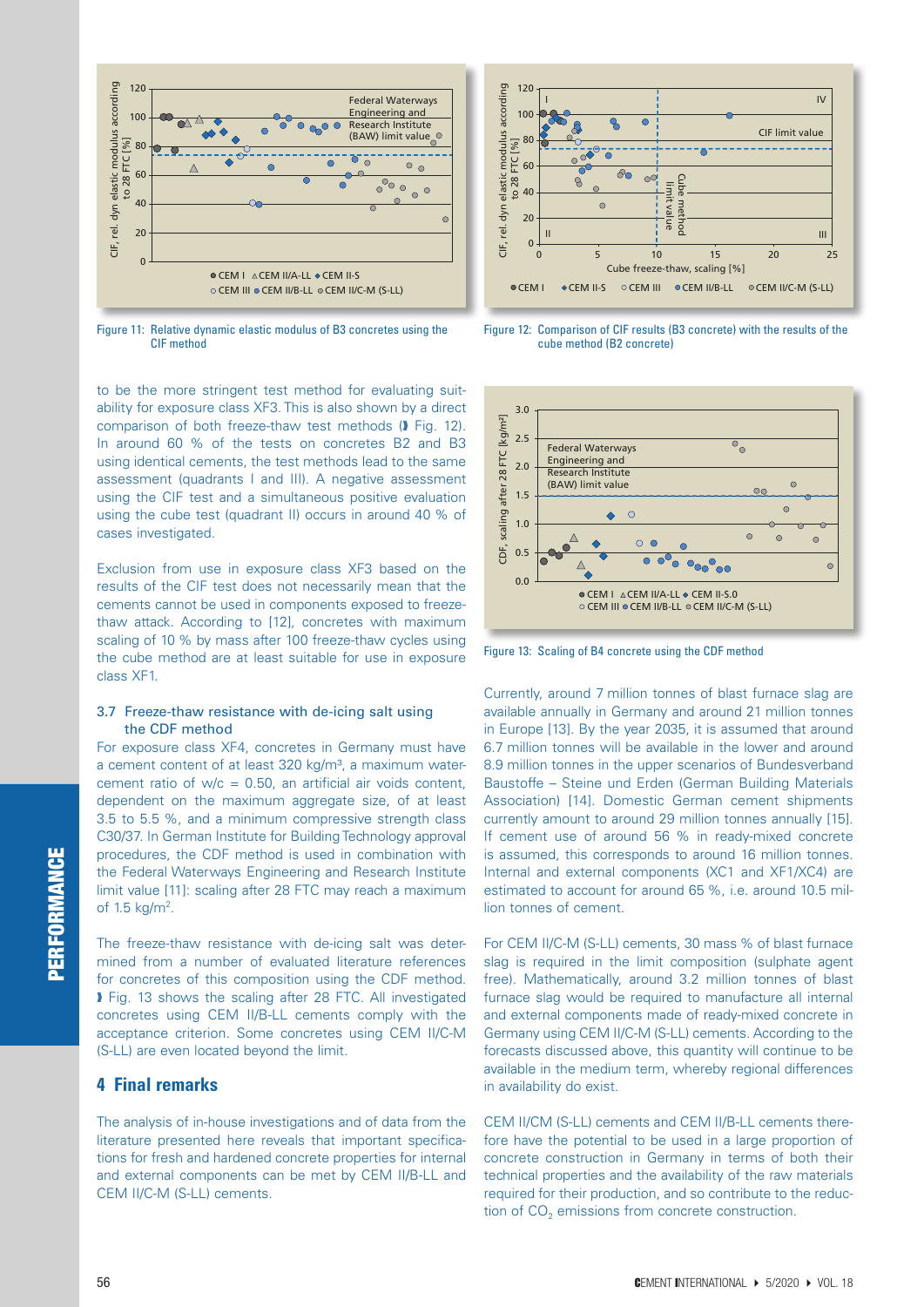Figure 11: Relative dynamic elastic modulus of B3 concretes using the CIF method

Figure 12: Comparison of CIF results (B3 concrete) with the results of the cube method (B2 concrete)

to be the more stringent test method for evaluating suitability for exposure class XF3. This is also shown by a direct comparison of both freeze-thaw test methods (➧ Fig. 12). In around 60 % of the tests on concretes B2 and B3 using identical cements, the test methods lead to the same assessment (quadrants I and III). A negative assessment using the CIF test and a simultaneous positive evaluation using the cube test (quadrant II) occurs in around 40 % of cases investigated.

Exclusion from use in exposure class XF3 based on the results of the CIF test does not necessarily mean that the cements cannot be used in components exposed to freeze-thaw attack. According to [12], concretes with maximum scaling of 10 % by mass after 100 freeze-thaw cycles using the cube method are at least suitable for use in exposure class XF1.

### 3.7 Freeze-thaw resistance with de-icing salt using the CDF method

For exposure class XF4, concretes in Germany must have a cement content of at least 320 kg/m³, a maximum water-cement ratio of w/c = 0.50, an artificial air voids content, dependent on the maximum aggregate size, of at least 3.5 to 5.5 %, and a minimum compressive strength class C30/37. In German Institute for Building Technology approval procedures, the CDF method is used in combination with the Federal Waterways Engineering and Research Institute limit value [11]: scaling after 28 FTC may reach a maximum of 1.5 kg/m².

The freeze-thaw resistance with de-icing salt was determined from a number of evaluated literature references for concretes of this composition using the CDF method. ➧ Fig. 13 shows the scaling after 28 FTC. All investigated concretes using CEM II/B-LL cements comply with the acceptance criterion. Some concretes using CEM II/C-M (S-LL) are even located beyond the limit.

Figure 13: Scaling of B4 concrete using the CDF method

## 4 Final remarks

The analysis of in-house investigations and of data from the literature presented here reveals that important specifications for fresh and hardened concrete properties for internal and external components can be met by CEM II/B-LL and CEM II/C-M (S-LL) cements.

Currently, around 7 million tonnes of blast furnace slag are available annually in Germany and around 21 million tonnes in Europe [13]. By the year 2035, it is assumed that around 6.7 million tonnes will be available in the lower and around 8.9 million tonnes in the upper scenarios of Bundesverband Baustoffe – Steine und Erden (German Building Materials Association) [14]. Domestic German cement shipments currently amount to around 29 million tonnes annually [15]. If cement use of around 56 % in ready-mixed concrete is assumed, this corresponds to around 16 million tonnes. Internal and external components (XC1 and XF1/XC4) are estimated to account for around 65 %, i.e. around 10.5 million tonnes of cement.

For CEM II/C-M (S-LL) cements, 30 mass % of blast furnace slag is required in the limit composition (sulphate agent free). Mathematically, around 3.2 million tonnes of blast furnace slag would be required to manufacture all internal and external components made of ready-mixed concrete in Germany using CEM II/C-M (S-LL) cements. According to the forecasts discussed above, this quantity will continue to be available in the medium term, whereby regional differences in availability do exist.

CEM II/CM (S-LL) cements and CEM II/B-LL cements therefore have the potential to be used in a large proportion of concrete construction in Germany in terms of both their technical properties and the availability of the raw materials required for their production, and so contribute to the reduction of $CO_2$ emissions from concrete construction.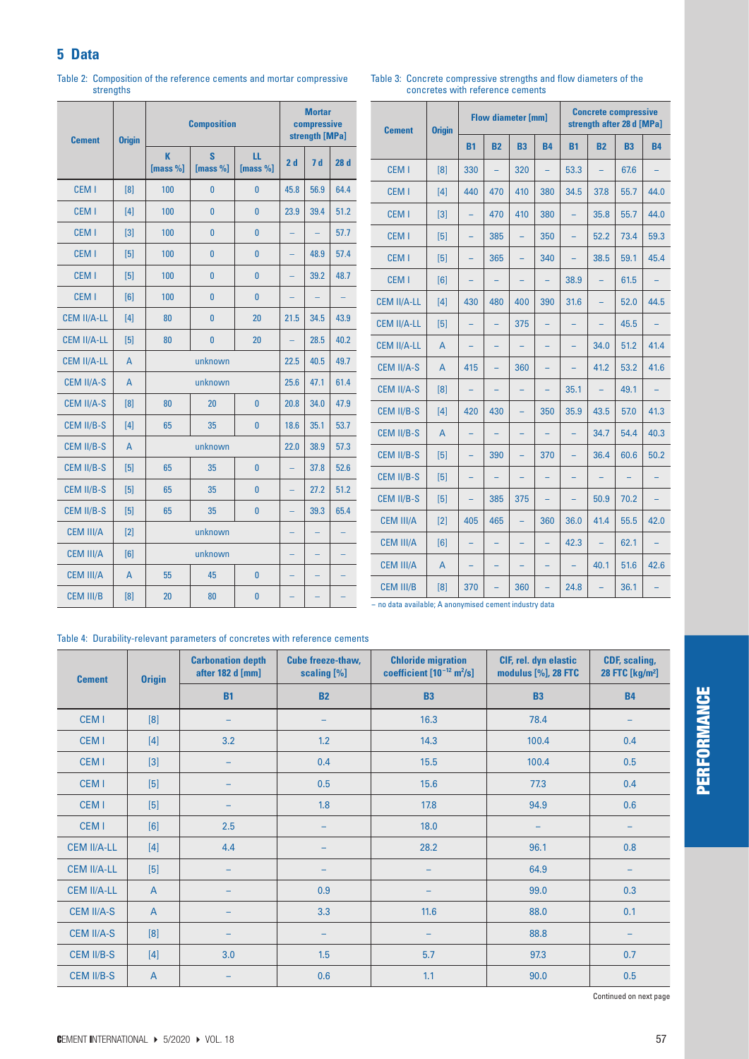## 5 Data

Table 2: Composition of the reference cements and mortar compressive strengths

| Cement | Origin | Composition | | | Mortar compressive strength [MPa] | | |
|---|---|---|---|---|---|---|---|
| | | K [mass %] | S [mass %] | LL [mass %] | 2 d | 7 d | 28 d |
| CEM I | [8] | 100 | 0 | 0 | 45.8 | 56.9 | 64.4 |
| CEM I | [4] | 100 | 0 | 0 | 23.9 | 39.4 | 51.2 |
| CEM I | [3] | 100 | 0 | 0 | – | – | 57.7 |
| CEM I | [5] | 100 | 0 | 0 | – | 48.9 | 57.4 |
| CEM I | [5] | 100 | 0 | 0 | – | 39.2 | 48.7 |
| CEM I | [6] | 100 | 0 | 0 | – | – | – |
| CEM II/A-LL | [4] | 80 | 0 | 20 | 21.5 | 34.5 | 43.9 |
| CEM II/A-LL | [5] | 80 | 0 | 20 | – | 28.5 | 40.2 |
| CEM II/A-LL | A | unknown | | | 22.5 | 40.5 | 49.7 |
| CEM II/A-S | A | unknown | | | 25.6 | 47.1 | 61.4 |
| CEM II/A-S | [8] | 80 | 20 | 0 | 20.8 | 34.0 | 47.9 |
| CEM II/B-S | [4] | 65 | 35 | 0 | 18.6 | 35.1 | 53.7 |
| CEM II/B-S | A | unknown | | | 22.0 | 38.9 | 57.3 |
| CEM II/B-S | [5] | 65 | 35 | 0 | – | 37.8 | 52.6 |
| CEM II/B-S | [5] | 65 | 35 | 0 | – | 27.2 | 51.2 |
| CEM II/B-S | [5] | 65 | 35 | 0 | – | 39.3 | 65.4 |
| CEM III/A | [2] | unknown | | | – | – | – |
| CEM III/A | [6] | unknown | | | – | – | – |
| CEM III/A | A | 55 | 45 | 0 | – | – | – |
| CEM III/B | [8] | 20 | 80 | 0 | – | – | – |

Table 3: Concrete compressive strengths and flow diameters of the concretes with reference cements

| Cement | Origin | Flow diameter [mm] | | | | Concrete compressive strength after 28 d [MPa] | | | |
|---|---|---|---|---|---|---|---|---|---|
| | | B1 | B2 | B3 | B4 | B1 | B2 | B3 | B4 |
| CEM I | [8] | 330 | – | 320 | – | 53.3 | – | 67.6 | – |
| CEM I | [4] | 440 | 470 | 410 | 380 | 34.5 | 37.8 | 55.7 | 44.0 |
| CEM I | [3] | – | 470 | 410 | 380 | – | 35.8 | 55.7 | 44.0 |
| CEM I | [5] | – | 385 | – | 350 | – | 52.2 | 73.4 | 59.3 |
| CEM I | [5] | – | 365 | – | 340 | – | 38.5 | 59.1 | 45.4 |
| CEM I | [6] | – | – | – | – | 38.9 | – | 61.5 | – |
| CEM II/A-LL | [4] | 430 | 480 | 400 | 390 | 31.6 | – | 52.0 | 44.5 |
| CEM II/A-LL | [5] | – | – | 375 | – | – | – | 45.5 | – |
| CEM II/A-LL | A | – | – | – | – | – | 34.0 | 51.2 | 41.4 |
| CEM II/A-S | A | 415 | – | 360 | – | – | 41.2 | 53.2 | 41.6 |
| CEM II/A-S | [8] | – | – | – | – | 35.1 | – | 49.1 | – |
| CEM II/B-S | [4] | 420 | 430 | – | 350 | 35.9 | 43.5 | 57.0 | 41.3 |
| CEM II/B-S | A | – | – | – | – | – | 34.7 | 54.4 | 40.3 |
| CEM II/B-S | [5] | – | 390 | – | 370 | – | 36.4 | 60.6 | 50.2 |
| CEM II/B-S | [5] | – | – | – | – | – | – | – | – |
| CEM II/B-S | [5] | – | 385 | 375 | – | – | 50.9 | 70.2 | – |
| CEM III/A | [2] | 405 | 465 | – | 360 | 36.0 | 41.4 | 55.5 | 42.0 |
| CEM III/A | [6] | – | – | – | – | 42.3 | – | 62.1 | – |
| CEM III/A | A | – | – | – | – | – | 40.1 | 51.6 | 42.6 |
| CEM III/B | [8] | 370 | – | 360 | – | 24.8 | – | 36.1 | – |

– no data available; A anonymised cement industry data

Table 4: Durability-relevant parameters of concretes with reference cements

| Cement | Origin | Carbonation depth after 182 d [mm] | Cube freeze-thaw, scaling [%] | Chloride migration coefficient [$10^{-12}$ m²/s] | CIF, rel. dyn elastic modulus [%], 28 FTC | CDF, scaling, 28 FTC [kg/m²] |
|---|---|---|---|---|---|---|
| | | B1 | B2 | B3 | B3 | B4 |
| CEM I | [8] | – | – | 16.3 | 78.4 | – |
| CEM I | [4] | 3.2 | 1.2 | 14.3 | 100.4 | 0.4 |
| CEM I | [3] | – | 0.4 | 15.5 | 100.4 | 0.5 |
| CEM I | [5] | – | 0.5 | 15.6 | 77.3 | 0.4 |
| CEM I | [5] | – | 1.8 | 17.8 | 94.9 | 0.6 |
| CEM I | [6] | 2.5 | – | 18.0 | – | – |
| CEM II/A-LL | [4] | 4.4 | – | 28.2 | 96.1 | 0.8 |
| CEM II/A-LL | [5] | – | – | – | 64.9 | – |
| CEM II/A-LL | A | – | 0.9 | – | 99.0 | 0.3 |
| CEM II/A-S | A | – | 3.3 | 11.6 | 88.0 | 0.1 |
| CEM II/A-S | [8] | – | – | – | 88.8 | – |
| CEM II/B-S | [4] | 3.0 | 1.5 | 5.7 | 97.3 | 0.7 |
| CEM II/B-S | A | – | 0.6 | 1.1 | 90.0 | 0.5 |

Continued on next page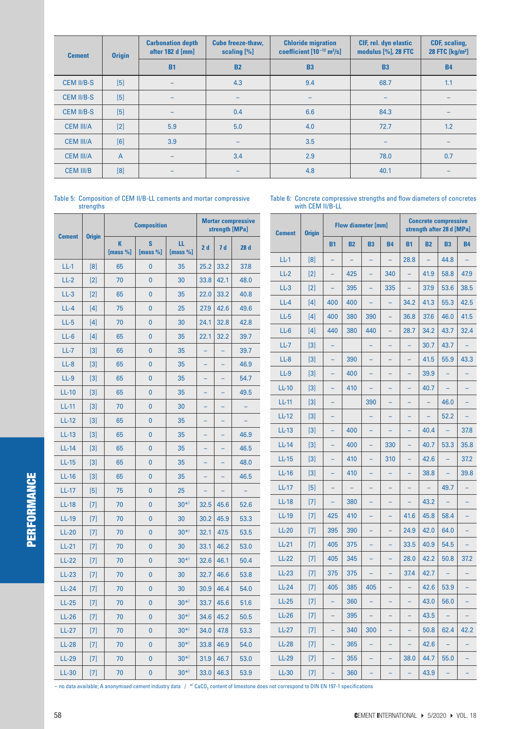| Cement | Origin | Carbonation depth after 182 d [mm] | Cube freeze-thaw, scaling [%] | Chloride migration coefficient [$10^{-12}$ $m^2/s$] | CIF, rel. dyn elastic modulus [%], 28 FTC | CDF, scaling, 28 FTC [$kg/m^2$] |
|---|---|---|---|---|---|---|
| | | B1 | B2 | B3 | B3 | B4 |
| CEM II/B-S | [5] | – | 4.3 | 9.4 | 68.7 | 1.1 |
| CEM II/B-S | [5] | – | – | – | – | – |
| CEM II/B-S | [5] | – | 0.4 | 6.6 | 84.3 | – |
| CEM III/A | [2] | 5.9 | 5.0 | 4.0 | 72.7 | 1.2 |
| CEM III/A | [6] | 3.9 | – | 3.5 | – | – |
| CEM III/A | A | – | 3.4 | 2.9 | 78.0 | 0.7 |
| CEM III/B | [8] | – | – | 4.8 | 40.1 | – |

Table 5: Composition of CEM II/B-LL cements and mortar compressive strengths

| Cement | Origin | Composition | | | Mortar compressive strength [MPa] | | |
|---|---|---|---|---|---|---|---|
| | | K [mass %] | S [mass %] | LL [mass %] | 2 d | 7 d | 28 d |
| LL-1 | [8] | 65 | 0 | 35 | 25.2 | 33.2 | 37.8 |
| LL-2 | [2] | 70 | 0 | 30 | 33.8 | 42.1 | 48.0 |
| LL-3 | [2] | 65 | 0 | 35 | 22.0 | 33.2 | 40.8 |
| LL-4 | [4] | 75 | 0 | 25 | 27.9 | 42.6 | 49.6 |
| LL-5 | [4] | 70 | 0 | 30 | 24.1 | 32.8 | 42.8 |
| LL-6 | [4] | 65 | 0 | 35 | 22.1 | 32.2 | 39.7 |
| LL-7 | [3] | 65 | 0 | 35 | – | – | 39.7 |
| LL-8 | [3] | 65 | 0 | 35 | – | – | 46.9 |
| LL-9 | [3] | 65 | 0 | 35 | – | – | 54.7 |
| LL-10 | [3] | 65 | 0 | 35 | – | – | 49.5 |
| LL-11 | [3] | 70 | 0 | 30 | – | – | – |
| LL-12 | [3] | 65 | 0 | 35 | – | – | – |
| LL-13 | [3] | 65 | 0 | 35 | – | – | 46.9 |
| LL-14 | [3] | 65 | 0 | 35 | – | – | 46.5 |
| LL-15 | [3] | 65 | 0 | 35 | – | – | 48.0 |
| LL-16 | [3] | 65 | 0 | 35 | – | – | 46.5 |
| LL-17 | [5] | 75 | 0 | 25 | – | – | – |
| LL-18 | [7] | 70 | 0 | 30*) | 32.5 | 45.6 | 52.6 |
| LL-19 | [7] | 70 | 0 | 30 | 30.2 | 45.9 | 53.3 |
| LL-20 | [7] | 70 | 0 | 30*) | 32.1 | 47.5 | 53.5 |
| LL-21 | [7] | 70 | 0 | 30 | 33.1 | 46.2 | 53.0 |
| LL-22 | [7] | 70 | 0 | 30*) | 32.6 | 46.1 | 50.4 |
| LL-23 | [7] | 70 | 0 | 30 | 32.7 | 46.6 | 53.8 |
| LL-24 | [7] | 70 | 0 | 30 | 30.9 | 46.4 | 54.0 |
| LL-25 | [7] | 70 | 0 | 30*) | 33.7 | 45.6 | 51.6 |
| LL-26 | [7] | 70 | 0 | 30*) | 34.6 | 45.2 | 50.5 |
| LL-27 | [7] | 70 | 0 | 30*) | 34.0 | 47.8 | 53.3 |
| LL-28 | [7] | 70 | 0 | 30*) | 33.8 | 46.9 | 54.0 |
| LL-29 | [7] | 70 | 0 | 30*) | 31.9 | 46.7 | 53.0 |
| LL-30 | [7] | 70 | 0 | 30*) | 33.0 | 46.3 | 53.9 |

Table 6: Concrete compressive strengths and flow diameters of concretes with CEM II/B-LL

| Cement | Origin | Flow diameter [mm] | | | | Concrete compressive strength after 28 d [MPa] | | | |
|---|---|---|---|---|---|---|---|---|---|
| | | B1 | B2 | B3 | B4 | B1 | B2 | B3 | B4 |
| LL-1 | [8] | – | – | – | – | 28.8 | – | 44.8 | – |
| LL-2 | [2] | – | 425 | – | 340 | – | 41.9 | 58.8 | 47.9 |
| LL-3 | [2] | – | 395 | – | 335 | – | 37.9 | 53.6 | 38.5 |
| LL-4 | [4] | 400 | 400 | – | – | 34.2 | 41.3 | 55.3 | 42.5 |
| LL-5 | [4] | 400 | 380 | 390 | – | 36.8 | 37.6 | 46.0 | 41.5 |
| LL-6 | [4] | 440 | 380 | 440 | – | 28.7 | 34.2 | 43.7 | 32.4 |
| LL-7 | [3] | – | | – | – | – | 30.7 | 43.7 | – |
| LL-8 | [3] | – | 390 | – | – | – | 41.5 | 55.9 | 43.3 |
| LL-9 | [3] | – | 400 | – | – | – | 39.9 | – | – |
| LL-10 | [3] | – | 410 | – | – | – | 40.7 | – | – |
| LL-11 | [3] | – | | 390 | – | – | – | 46.0 | – |
| LL-12 | [3] | – | | – | – | – | – | 52.2 | – |
| LL-13 | [3] | – | 400 | – | – | – | 40.4 | – | 37.8 |
| LL-14 | [3] | – | 400 | – | 330 | – | 40.7 | 53.3 | 35.8 |
| LL-15 | [3] | – | 410 | – | 310 | – | 42.6 | – | 37.2 |
| LL-16 | [3] | – | 410 | – | – | – | 38.8 | – | 39.8 |
| LL-17 | [5] | – | – | – | – | – | – | 49.7 | – |
| LL-18 | [7] | – | 380 | – | – | – | 43.2 | – | – |
| LL-19 | [7] | 425 | 410 | – | – | 41.6 | 45.8 | 58.4 | – |
| LL-20 | [7] | 395 | 390 | – | – | 24.9 | 42.0 | 64.0 | – |
| LL-21 | [7] | 405 | 375 | – | – | 33.5 | 40.9 | 54.5 | – |
| LL-22 | [7] | 405 | 345 | – | – | 28.0 | 42.2 | 50.8 | 37.2 |
| LL-23 | [7] | 375 | 375 | – | – | 37.4 | 42.7 | – | – |
| LL-24 | [7] | 405 | 385 | 405 | – | – | 42.6 | 53.9 | – |
| LL-25 | [7] | – | 360 | – | – | – | 43.0 | 56.0 | – |
| LL-26 | [7] | – | 395 | – | – | – | 43.5 | – | – |
| LL-27 | [7] | – | 340 | 300 | – | – | 50.8 | 62.4 | 42.2 |
| LL-28 | [7] | – | 365 | – | – | – | 42.6 | – | – |
| LL-29 | [7] | – | 355 | – | – | 38.0 | 44.7 | 55.0 | – |
| LL-30 | [7] | – | 360 | – | – | – | 43.9 | – | – |

– no data available; A anonymised cement industry data / *) $CaCO_3$ content of limestone does not correspond to DIN EN 197-1 specifications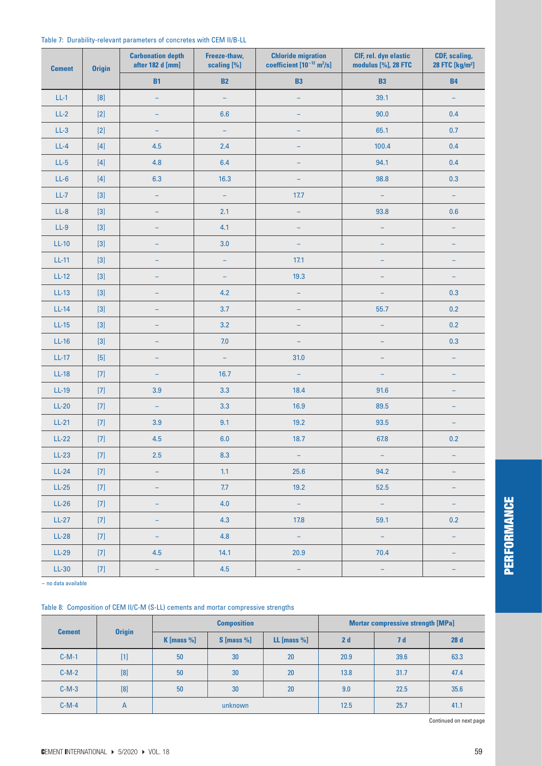Table 7: Durability-relevant parameters of concretes with CEM II/B-LL

| Cement | Origin | Carbonation depth after 182 d [mm] | Freeze-thaw, scaling [%] | Chloride migration coefficient [$10^{-12}$ $m^2/s$] | CIF, rel. dyn elastic modulus [%], 28 FTC | CDF, scaling, 28 FTC [$kg/m^2$] |
|---|---|---|---|---|---|---|
| | | B1 | B2 | B3 | B3 | B4 |
| LL-1 | [8] | – | – | – | 39.1 | – |
| LL-2 | [2] | – | 6.6 | – | 90.0 | 0.4 |
| LL-3 | [2] | – | – | – | 65.1 | 0.7 |
| LL-4 | [4] | 4.5 | 2.4 | – | 100.4 | 0.4 |
| LL-5 | [4] | 4.8 | 6.4 | – | 94.1 | 0.4 |
| LL-6 | [4] | 6.3 | 16.3 | – | 98.8 | 0.3 |
| LL-7 | [3] | – | – | 17.7 | – | – |
| LL-8 | [3] | – | 2.1 | – | 93.8 | 0.6 |
| LL-9 | [3] | – | 4.1 | – | – | – |
| LL-10 | [3] | – | 3.0 | – | – | – |
| LL-11 | [3] | – | – | 17.1 | – | – |
| LL-12 | [3] | – | – | 19.3 | – | – |
| LL-13 | [3] | – | 4.2 | – | – | 0.3 |
| LL-14 | [3] | – | 3.7 | – | 55.7 | 0.2 |
| LL-15 | [3] | – | 3.2 | – | – | 0.2 |
| LL-16 | [3] | – | 7.0 | – | – | 0.3 |
| LL-17 | [5] | – | – | 31.0 | – | – |
| LL-18 | [7] | – | 16.7 | – | – | – |
| LL-19 | [7] | 3.9 | 3.3 | 18.4 | 91.6 | – |
| LL-20 | [7] | – | 3.3 | 16.9 | 89.5 | – |
| LL-21 | [7] | 3.9 | 9.1 | 19.2 | 93.5 | – |
| LL-22 | [7] | 4.5 | 6.0 | 18.7 | 67.8 | 0.2 |
| LL-23 | [7] | 2.5 | 8.3 | – | – | – |
| LL-24 | [7] | – | 1.1 | 25.6 | 94.2 | – |
| LL-25 | [7] | – | 7.7 | 19.2 | 52.5 | – |
| LL-26 | [7] | – | 4.0 | – | – | – |
| LL-27 | [7] | – | 4.3 | 17.8 | 59.1 | 0.2 |
| LL-28 | [7] | – | 4.8 | – | – | – |
| LL-29 | [7] | 4.5 | 14.1 | 20.9 | 70.4 | – |
| LL-30 | [7] | – | 4.5 | – | – | – |

– no data available

Table 8: Composition of CEM II/C-M (S-LL) cements and mortar compressive strengths

| Cement | Origin | Composition | | | Mortar compressive strength [MPa] | | |
|---|---|---|---|---|---|---|---|
| | | K [mass %] | S [mass %] | LL [mass %] | 2 d | 7 d | 28 d |
| C-M-1 | [1] | 50 | 30 | 20 | 20.9 | 39.6 | 63.3 |
| C-M-2 | [8] | 50 | 30 | 20 | 13.8 | 31.7 | 47.4 |
| C-M-3 | [8] | 50 | 30 | 20 | 9.0 | 22.5 | 35.6 |
| C-M-4 | A | unknown | | | 12.5 | 25.7 | 41.1 |

Continued on next page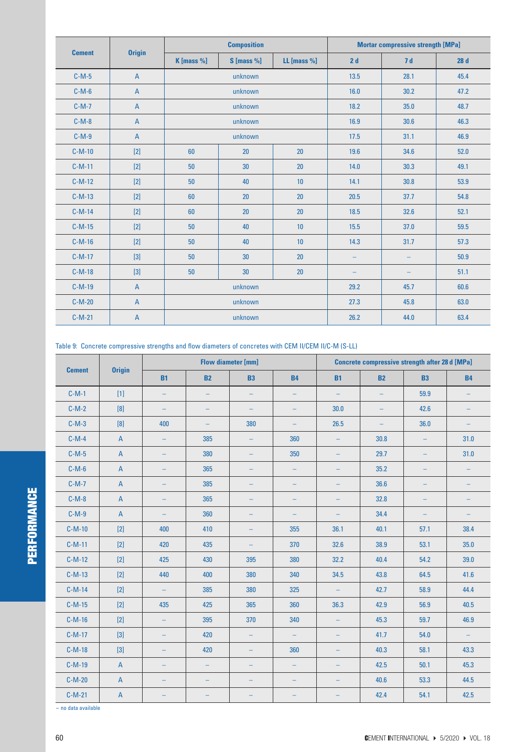| Cement | Origin | Composition | | | Mortar compressive strength [MPa] | | |
|---|---|---|---|---|---|---|---|
| | | K [mass %] | S [mass %] | LL [mass %] | 2 d | 7 d | 28 d |
| C-M-5 | A | unknown | | | 13.5 | 28.1 | 45.4 |
| C-M-6 | A | unknown | | | 16.0 | 30.2 | 47.2 |
| C-M-7 | A | unknown | | | 18.2 | 35.0 | 48.7 |
| C-M-8 | A | unknown | | | 16.9 | 30.6 | 46.3 |
| C-M-9 | A | unknown | | | 17.5 | 31.1 | 46.9 |
| C-M-10 | [2] | 60 | 20 | 20 | 19.6 | 34.6 | 52.0 |
| C-M-11 | [2] | 50 | 30 | 20 | 14.0 | 30.3 | 49.1 |
| C-M-12 | [2] | 50 | 40 | 10 | 14.1 | 30.8 | 53.9 |
| C-M-13 | [2] | 60 | 20 | 20 | 20.5 | 37.7 | 54.8 |
| C-M-14 | [2] | 60 | 20 | 20 | 18.5 | 32.6 | 52.1 |
| C-M-15 | [2] | 50 | 40 | 10 | 15.5 | 37.0 | 59.5 |
| C-M-16 | [2] | 50 | 40 | 10 | 14.3 | 31.7 | 57.3 |
| C-M-17 | [3] | 50 | 30 | 20 | – | – | 50.9 |
| C-M-18 | [3] | 50 | 30 | 20 | – | – | 51.1 |
| C-M-19 | A | unknown | | | 29.2 | 45.7 | 60.6 |
| C-M-20 | A | unknown | | | 27.3 | 45.8 | 63.0 |
| C-M-21 | A | unknown | | | 26.2 | 44.0 | 63.4 |

Table 9: Concrete compressive strengths and flow diameters of concretes with CEM II/CEM II/C-M (S-LL)

| Cement | Origin | Flow diameter [mm] | | | | Concrete compressive strength after 28 d [MPa] | | | |
|---|---|---|---|---|---|---|---|---|---|
| | | B1 | B2 | B3 | B4 | B1 | B2 | B3 | B4 |
| C-M-1 | [1] | – | – | – | – | – | – | 59.9 | – |
| C-M-2 | [8] | – | – | – | – | 30.0 | – | 42.6 | – |
| C-M-3 | [8] | 400 | – | 380 | – | 26.5 | – | 36.0 | – |
| C-M-4 | A | – | 385 | – | 360 | – | 30.8 | – | 31.0 |
| C-M-5 | A | – | 380 | – | 350 | – | 29.7 | – | 31.0 |
| C-M-6 | A | – | 365 | – | – | – | 35.2 | – | – |
| C-M-7 | A | – | 385 | – | – | – | 36.6 | – | – |
| C-M-8 | A | – | 365 | – | – | – | 32.8 | – | – |
| C-M-9 | A | – | 360 | – | – | – | 34.4 | – | – |
| C-M-10 | [2] | 400 | 410 | – | 355 | 36.1 | 40.1 | 57.1 | 38.4 |
| C-M-11 | [2] | 420 | 435 | – | 370 | 32.6 | 38.9 | 53.1 | 35.0 |
| C-M-12 | [2] | 425 | 430 | 395 | 380 | 32.2 | 40.4 | 54.2 | 39.0 |
| C-M-13 | [2] | 440 | 400 | 380 | 340 | 34.5 | 43.8 | 64.5 | 41.6 |
| C-M-14 | [2] | – | 385 | 380 | 325 | – | 42.7 | 58.9 | 44.4 |
| C-M-15 | [2] | 435 | 425 | 365 | 360 | 36.3 | 42.9 | 56.9 | 40.5 |
| C-M-16 | [2] | – | 395 | 370 | 340 | – | 45.3 | 59.7 | 46.9 |
| C-M-17 | [3] | – | 420 | – | – | – | 41.7 | 54.0 | – |
| C-M-18 | [3] | – | 420 | – | 360 | – | 40.3 | 58.1 | 43.3 |
| C-M-19 | A | – | – | – | – | – | 42.5 | 50.1 | 45.3 |
| C-M-20 | A | – | – | – | – | – | 40.6 | 53.3 | 44.5 |
| C-M-21 | A | – | – | – | – | – | 42.4 | 54.1 | 42.5 |

– no data available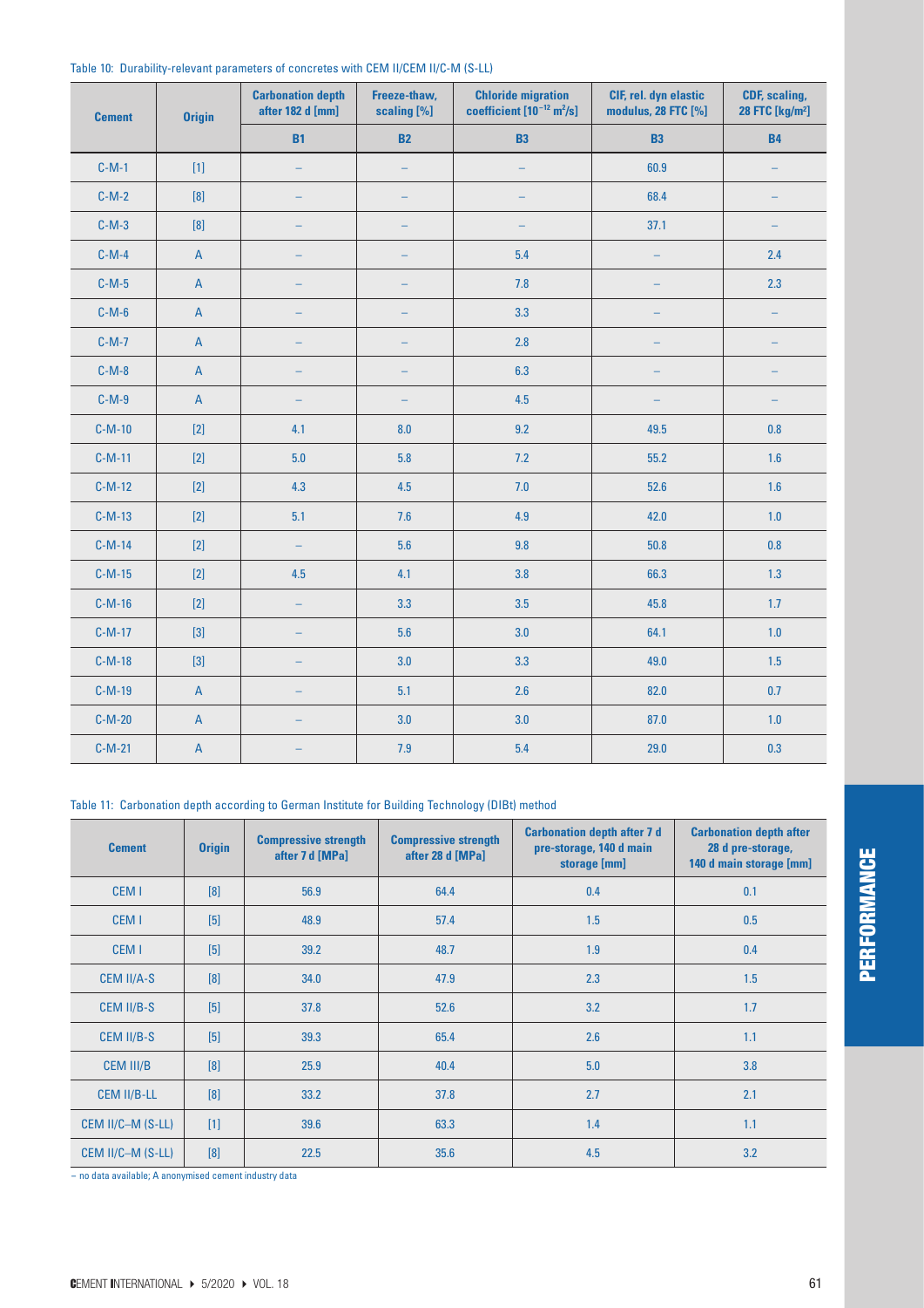Table 10: Durability-relevant parameters of concretes with CEM II/CEM II/C-M (S-LL)

| Cement | Origin | Carbonation depth after 182 d [mm] | Freeze-thaw, scaling [%] | Chloride migration coefficient [$10^{-12}$ m²/s] | CIF, rel. dyn elastic modulus, 28 FTC [%] | CDF, scaling, 28 FTC [kg/m²] |
|---|---|---|---|---|---|---|
| | | B1 | B2 | B3 | B3 | B4 |
| C-M-1 | [1] | – | – | – | 60.9 | – |
| C-M-2 | [8] | – | – | – | 68.4 | – |
| C-M-3 | [8] | – | – | – | 37.1 | – |
| C-M-4 | A | – | – | 5.4 | – | 2.4 |
| C-M-5 | A | – | – | 7.8 | – | 2.3 |
| C-M-6 | A | – | – | 3.3 | – | – |
| C-M-7 | A | – | – | 2.8 | – | – |
| C-M-8 | A | – | – | 6.3 | – | – |
| C-M-9 | A | – | – | 4.5 | – | – |
| C-M-10 | [2] | 4.1 | 8.0 | 9.2 | 49.5 | 0.8 |
| C-M-11 | [2] | 5.0 | 5.8 | 7.2 | 55.2 | 1.6 |
| C-M-12 | [2] | 4.3 | 4.5 | 7.0 | 52.6 | 1.6 |
| C-M-13 | [2] | 5.1 | 7.6 | 4.9 | 42.0 | 1.0 |
| C-M-14 | [2] | – | 5.6 | 9.8 | 50.8 | 0.8 |
| C-M-15 | [2] | 4.5 | 4.1 | 3.8 | 66.3 | 1.3 |
| C-M-16 | [2] | – | 3.3 | 3.5 | 45.8 | 1.7 |
| C-M-17 | [3] | – | 5.6 | 3.0 | 64.1 | 1.0 |
| C-M-18 | [3] | – | 3.0 | 3.3 | 49.0 | 1.5 |
| C-M-19 | A | – | 5.1 | 2.6 | 82.0 | 0.7 |
| C-M-20 | A | – | 3.0 | 3.0 | 87.0 | 1.0 |
| C-M-21 | A | – | 7.9 | 5.4 | 29.0 | 0.3 |

Table 11: Carbonation depth according to German Institute for Building Technology (DIBt) method

| Cement | Origin | Compressive strength after 7 d [MPa] | Compressive strength after 28 d [MPa] | Carbonation depth after 7 d pre-storage, 140 d main storage [mm] | Carbonation depth after 28 d pre-storage, 140 d main storage [mm] |
|---|---|---|---|---|---|
| CEM I | [8] | 56.9 | 64.4 | 0.4 | 0.1 |
| CEM I | [5] | 48.9 | 57.4 | 1.5 | 0.5 |
| CEM I | [5] | 39.2 | 48.7 | 1.9 | 0.4 |
| CEM II/A-S | [8] | 34.0 | 47.9 | 2.3 | 1.5 |
| CEM II/B-S | [5] | 37.8 | 52.6 | 3.2 | 1.7 |
| CEM II/B-S | [5] | 39.3 | 65.4 | 2.6 | 1.1 |
| CEM III/B | [8] | 25.9 | 40.4 | 5.0 | 3.8 |
| CEM II/B-LL | [8] | 33.2 | 37.8 | 2.7 | 2.1 |
| CEM II/C–M (S-LL) | [1] | 39.6 | 63.3 | 1.4 | 1.1 |
| CEM II/C–M (S-LL) | [8] | 22.5 | 35.6 | 4.5 | 3.2 |

– no data available; A anonymised cement industry data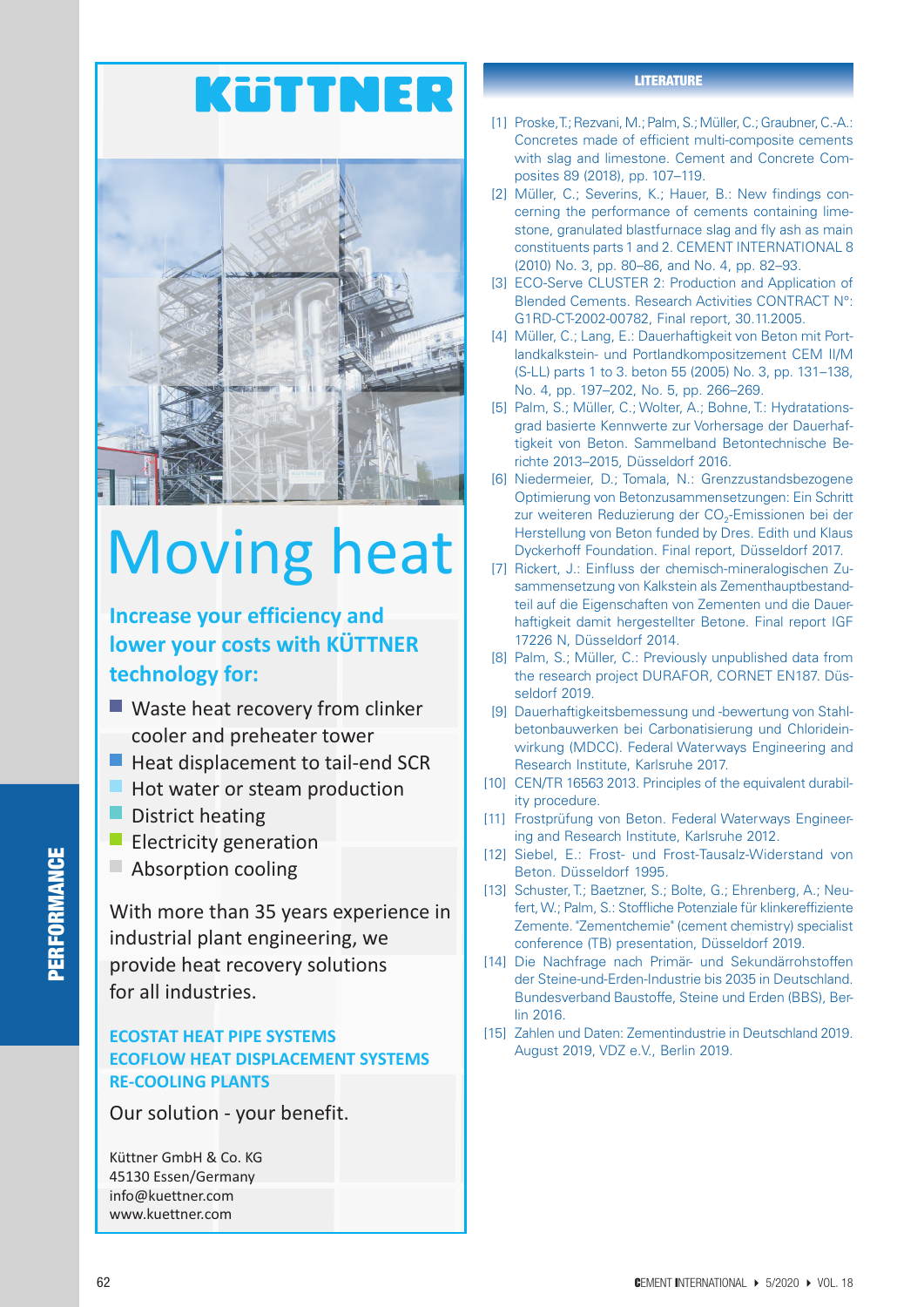KÜTTNER

# Moving heat

**Increase your efficiency and lower your costs with KÜTTNER technology for:**

- Waste heat recovery from clinker cooler and preheater tower
- Heat displacement to tail-end SCR
- Hot water or steam production
- District heating
- Electricity generation
- Absorption cooling

With more than 35 years experience in industrial plant engineering, we provide heat recovery solutions for all industries.

**ECOSTAT HEAT PIPE SYSTEMS**
**ECOFLOW HEAT DISPLACEMENT SYSTEMS**
**RE-COOLING PLANTS**

Our solution - your benefit.

Küttner GmbH & Co. KG
45130 Essen/Germany
info@kuettner.com
www.kuettner.com

## LITERATURE

[1] Proske, T.; Rezvani, M.; Palm, S.; Müller, C.; Graubner, C.-A.: Concretes made of efficient multi-composite cements with slag and limestone. Cement and Concrete Composites 89 (2018), pp. 107–119.

[2] Müller, C.; Severins, K.; Hauer, B.: New findings concerning the performance of cements containing limestone, granulated blastfurnace slag and fly ash as main constituents parts 1 and 2. CEMENT INTERNATIONAL 8 (2010) No. 3, pp. 80–86, and No. 4, pp. 82–93.

[3] ECO-Serve CLUSTER 2: Production and Application of Blended Cements. Research Activities CONTRACT N°: G1RD-CT-2002-00782, Final report, 30.11.2005.

[4] Müller, C.; Lang, E.: Dauerhaftigkeit von Beton mit Portlandkalkstein- und Portlandkompositzement CEM II/M (S-LL) parts 1 to 3. beton 55 (2005) No. 3, pp. 131–138, No. 4, pp. 197–202, No. 5, pp. 266–269.

[5] Palm, S.; Müller, C.; Wolter, A.; Bohne, T.: Hydratationsgrad basierte Kennwerte zur Vorhersage der Dauerhaftigkeit von Beton. Sammelband Betontechnische Berichte 2013–2015, Düsseldorf 2016.

[6] Niedermeier, D.; Tomala, N.: Grenzzustandsbezogene Optimierung von Betonzusammensetzungen: Ein Schritt zur weiteren Reduzierung der $CO_2$-Emissionen bei der Herstellung von Beton funded by Dres. Edith und Klaus Dyckerhoff Foundation. Final report, Düsseldorf 2017.

[7] Rickert, J.: Einfluss der chemisch-mineralogischen Zusammensetzung von Kalkstein als Zementhauptbestandteil auf die Eigenschaften von Zementen und die Dauerhaftigkeit damit hergestellter Betone. Final report IGF 17226 N, Düsseldorf 2014.

[8] Palm, S.; Müller, C.: Previously unpublished data from the research project DURAFOR, CORNET EN187. Düsseldorf 2019.

[9] Dauerhaftigkeitsbemessung und -bewertung von Stahlbetonbauwerken bei Carbonatisierung und Chlorideinwirkung (MDCC). Federal Waterways Engineering and Research Institute, Karlsruhe 2017.

[10] CEN/TR 16563 2013. Principles of the equivalent durability procedure.

[11] Frostprüfung von Beton. Federal Waterways Engineering and Research Institute, Karlsruhe 2012.

[12] Siebel, E.: Frost- und Frost-Tausalz-Widerstand von Beton. Düsseldorf 1995.

[13] Schuster, T.; Baetzner, S.; Bolte, G.; Ehrenberg, A.; Neufert, W.; Palm, S.: Stoffliche Potenziale für klinkereffiziente Zemente. "Zementchemie" (cement chemistry) specialist conference (TB) presentation, Düsseldorf 2019.

[14] Die Nachfrage nach Primär- und Sekundärrohstoffen der Steine-und-Erden-Industrie bis 2035 in Deutschland. Bundesverband Baustoffe, Steine und Erden (BBS), Berlin 2016.

[15] Zahlen und Daten: Zementindustrie in Deutschland 2019. August 2019, VDZ e.V., Berlin 2019.